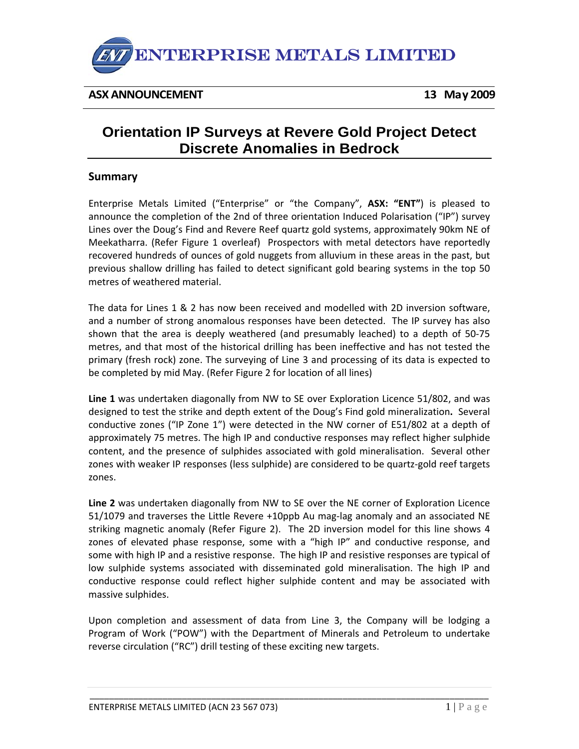ENTERPRISE METALS LIMITED

**ASX ANNOUNCEMENT** **13 May 2009**

# Orientation IP Surveys at Revere Gold Project Detect Discrete Anomalies in Bedrock

## Summary

Enterprise Metals Limited ("Enterprise" or "the Company", **ASX: "ENT"**) is pleased to announce the completion of the 2nd of three orientation Induced Polarisation ("IP") survey Lines over the Doug's Find and Revere Reef quartz gold systems, approximately 90km NE of Meekatharra. (Refer Figure 1 overleaf) Prospectors with metal detectors have reportedly recovered hundreds of ounces of gold nuggets from alluvium in these areas in the past, but previous shallow drilling has failed to detect significant gold bearing systems in the top 50 metres of weathered material.

The data for Lines 1 & 2 has now been received and modelled with 2D inversion software, and a number of strong anomalous responses have been detected. The IP survey has also shown that the area is deeply weathered (and presumably leached) to a depth of 50-75 metres, and that most of the historical drilling has been ineffective and has not tested the primary (fresh rock) zone. The surveying of Line 3 and processing of its data is expected to be completed by mid May. (Refer Figure 2 for location of all lines)

**Line 1** was undertaken diagonally from NW to SE over Exploration Licence 51/802, and was designed to test the strike and depth extent of the Doug's Find gold mineralization**.** Several conductive zones ("IP Zone 1") were detected in the NW corner of E51/802 at a depth of approximately 75 metres. The high IP and conductive responses may reflect higher sulphide content, and the presence of sulphides associated with gold mineralisation. Several other zones with weaker IP responses (less sulphide) are considered to be quartz-gold reef targets zones.

**Line 2** was undertaken diagonally from NW to SE over the NE corner of Exploration Licence 51/1079 and traverses the Little Revere +10ppb Au mag-lag anomaly and an associated NE striking magnetic anomaly (Refer Figure 2). The 2D inversion model for this line shows 4 zones of elevated phase response, some with a "high IP" and conductive response, and some with high IP and a resistive response. The high IP and resistive responses are typical of low sulphide systems associated with disseminated gold mineralisation. The high IP and conductive response could reflect higher sulphide content and may be associated with massive sulphides.

Upon completion and assessment of data from Line 3, the Company will be lodging a Program of Work ("POW") with the Department of Minerals and Petroleum to undertake reverse circulation ("RC") drill testing of these exciting new targets.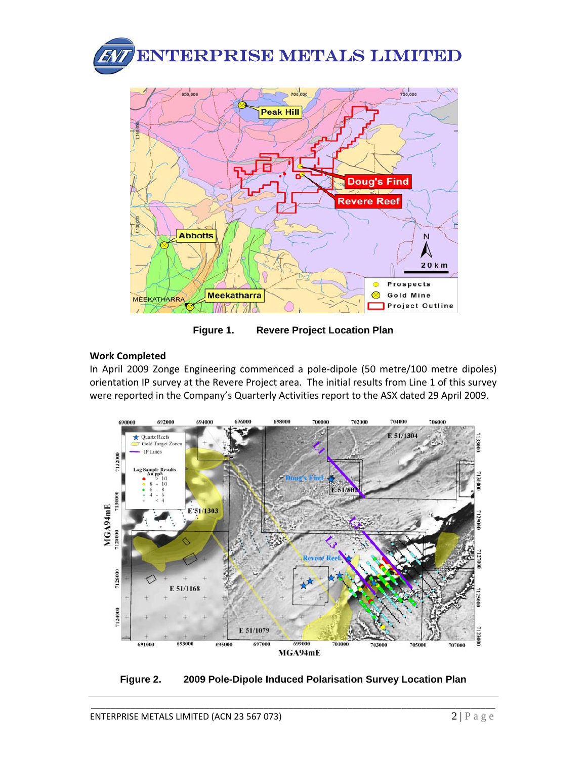# ENTERPRISE METALS LIMITED

Figure 1. Revere Project Location Plan

**Work Completed**

In April 2009 Zonge Engineering commenced a pole-dipole (50 metre/100 metre dipoles) orientation IP survey at the Revere Project area. The initial results from Line 1 of this survey were reported in the Company's Quarterly Activities report to the ASX dated 29 April 2009.

Figure 2. 2009 Pole-Dipole Induced Polarisation Survey Location Plan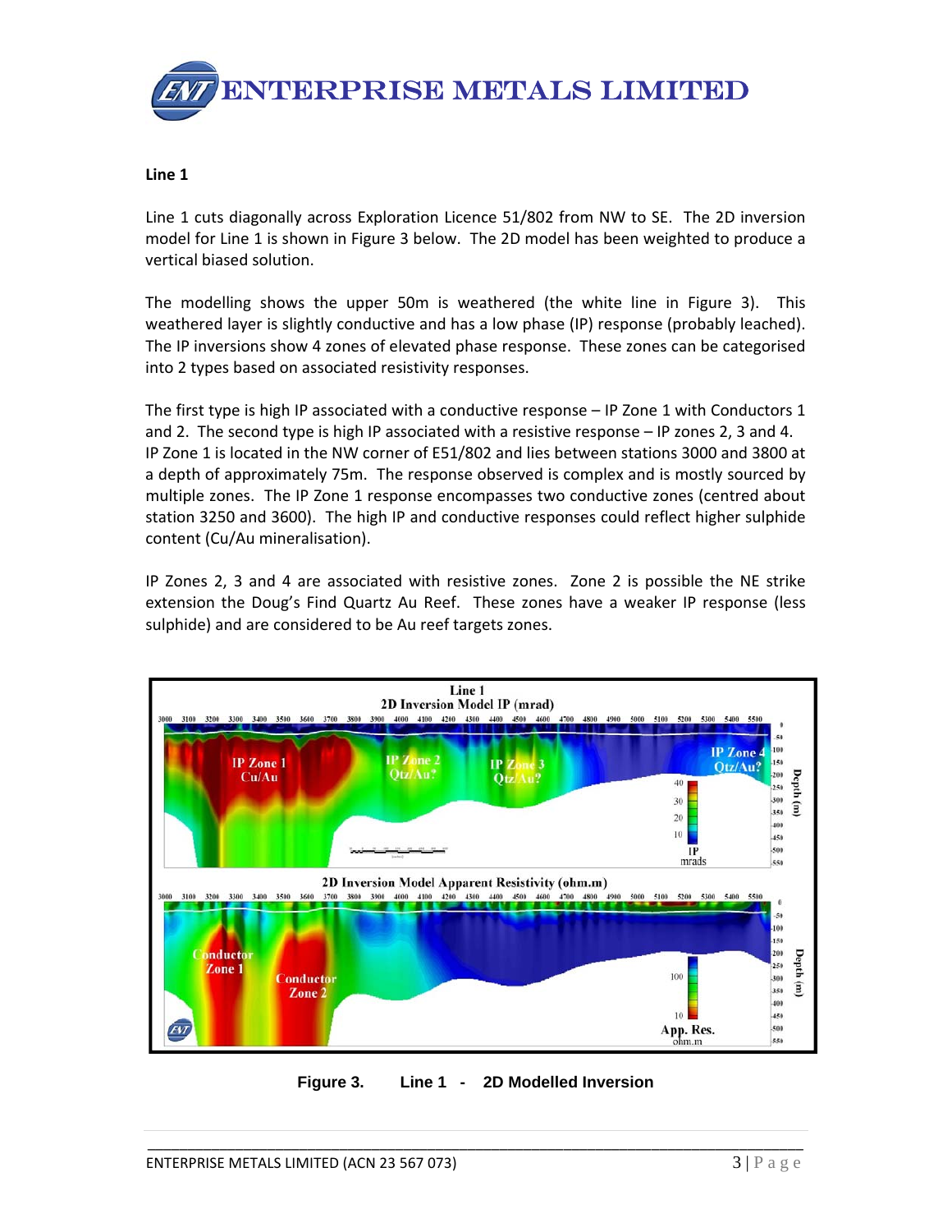**Line 1**

Line 1 cuts diagonally across Exploration Licence 51/802 from NW to SE. The 2D inversion model for Line 1 is shown in Figure 3 below. The 2D model has been weighted to produce a vertical biased solution.

The modelling shows the upper 50m is weathered (the white line in Figure 3). This weathered layer is slightly conductive and has a low phase (IP) response (probably leached). The IP inversions show 4 zones of elevated phase response. These zones can be categorised into 2 types based on associated resistivity responses.

The first type is high IP associated with a conductive response – IP Zone 1 with Conductors 1 and 2. The second type is high IP associated with a resistive response – IP zones 2, 3 and 4. IP Zone 1 is located in the NW corner of E51/802 and lies between stations 3000 and 3800 at a depth of approximately 75m. The response observed is complex and is mostly sourced by multiple zones. The IP Zone 1 response encompasses two conductive zones (centred about station 3250 and 3600). The high IP and conductive responses could reflect higher sulphide content (Cu/Au mineralisation).

IP Zones 2, 3 and 4 are associated with resistive zones. Zone 2 is possible the NE strike extension the Doug's Find Quartz Au Reef. These zones have a weaker IP response (less sulphide) and are considered to be Au reef targets zones.

**Figure 3. Line 1 - 2D Modelled Inversion**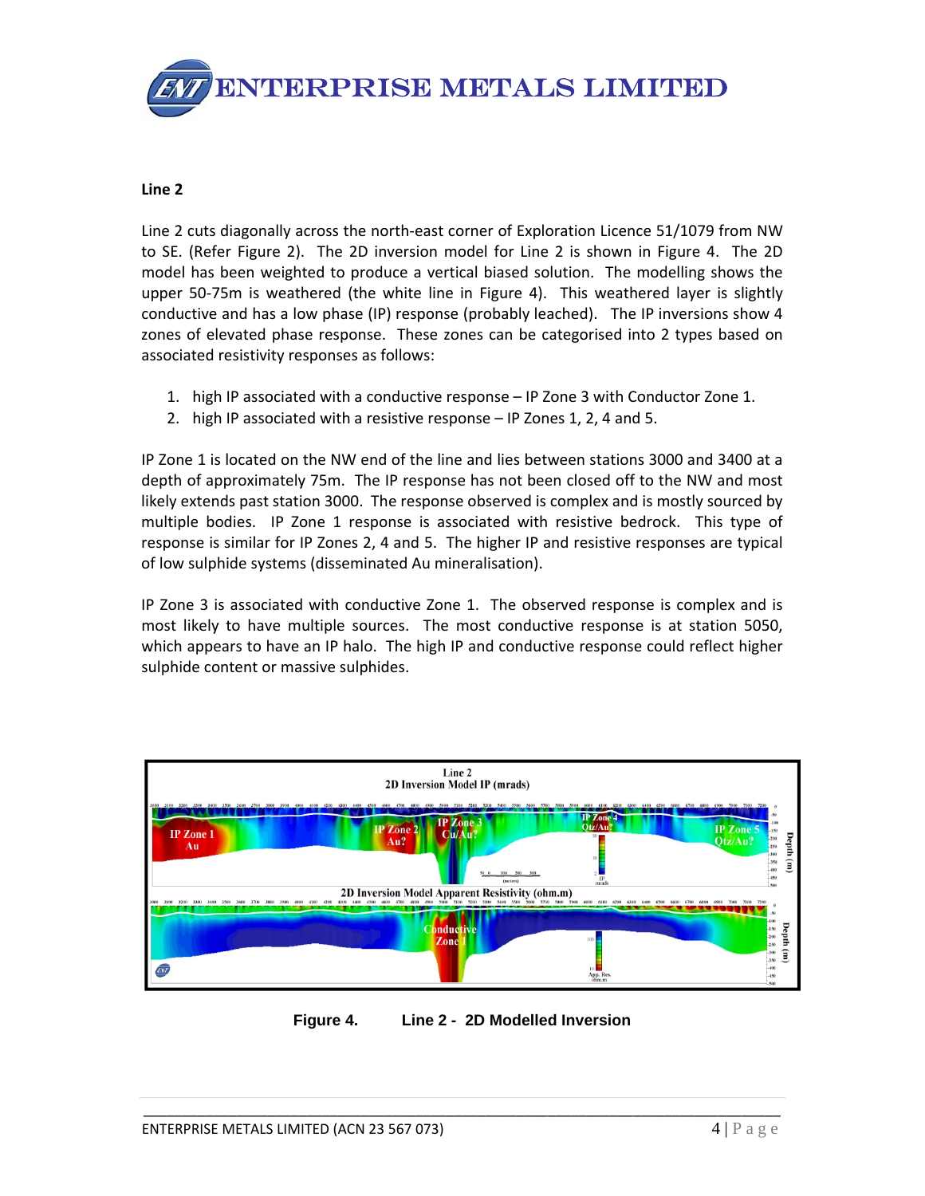**Line 2**

Line 2 cuts diagonally across the north-east corner of Exploration Licence 51/1079 from NW to SE. (Refer Figure 2). The 2D inversion model for Line 2 is shown in Figure 4. The 2D model has been weighted to produce a vertical biased solution. The modelling shows the upper 50-75m is weathered (the white line in Figure 4). This weathered layer is slightly conductive and has a low phase (IP) response (probably leached). The IP inversions show 4 zones of elevated phase response. These zones can be categorised into 2 types based on associated resistivity responses as follows:

1. high IP associated with a conductive response – IP Zone 3 with Conductor Zone 1.
2. high IP associated with a resistive response – IP Zones 1, 2, 4 and 5.

IP Zone 1 is located on the NW end of the line and lies between stations 3000 and 3400 at a depth of approximately 75m. The IP response has not been closed off to the NW and most likely extends past station 3000. The response observed is complex and is mostly sourced by multiple bodies. IP Zone 1 response is associated with resistive bedrock. This type of response is similar for IP Zones 2, 4 and 5. The higher IP and resistive responses are typical of low sulphide systems (disseminated Au mineralisation).

IP Zone 3 is associated with conductive Zone 1. The observed response is complex and is most likely to have multiple sources. The most conductive response is at station 5050, which appears to have an IP halo. The high IP and conductive response could reflect higher sulphide content or massive sulphides.

**Figure 4.** **Line 2 - 2D Modelled Inversion**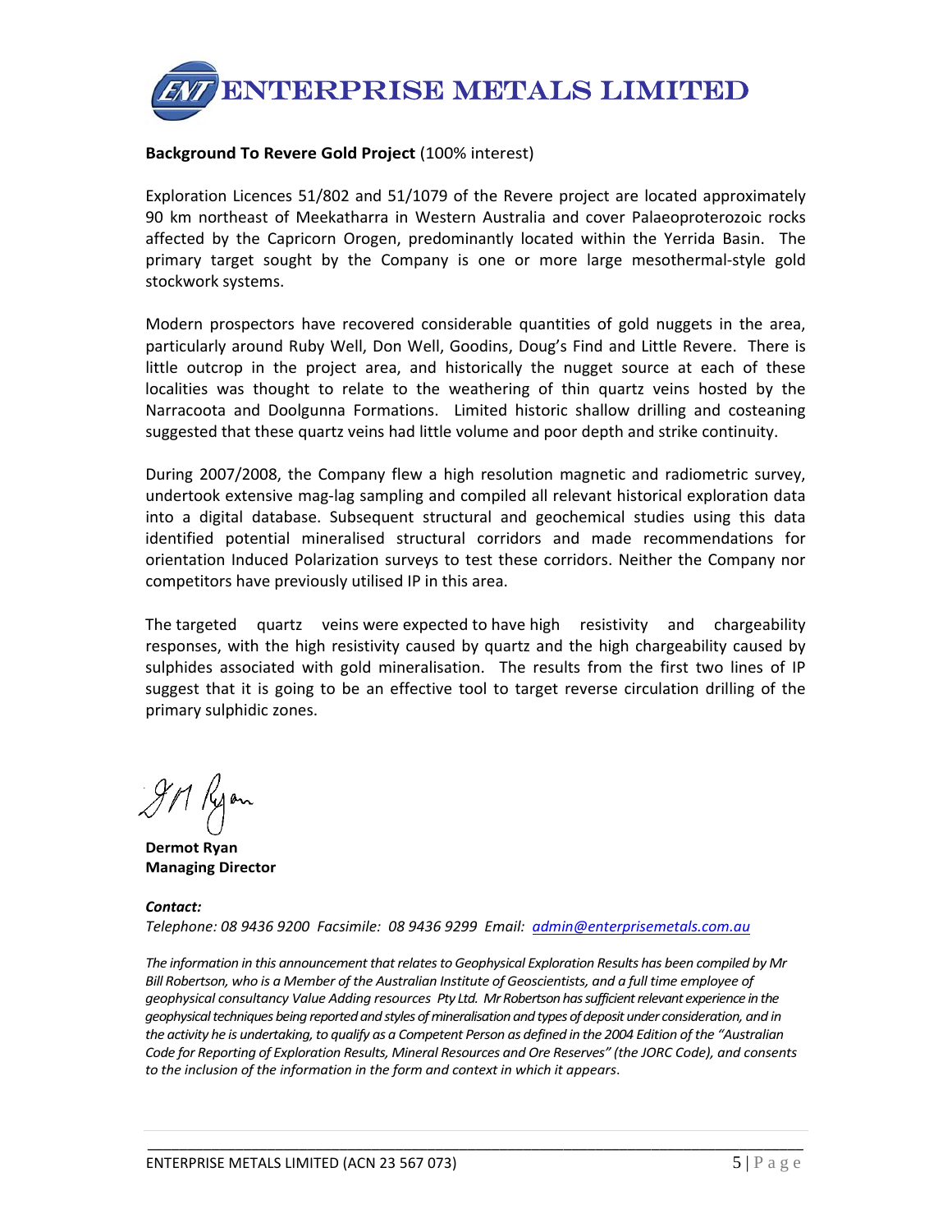**Background To Revere Gold Project** (100% interest)

Exploration Licences 51/802 and 51/1079 of the Revere project are located approximately 90 km northeast of Meekatharra in Western Australia and cover Palaeoproterozoic rocks affected by the Capricorn Orogen, predominantly located within the Yerrida Basin. The primary target sought by the Company is one or more large mesothermal-style gold stockwork systems.

Modern prospectors have recovered considerable quantities of gold nuggets in the area, particularly around Ruby Well, Don Well, Goodins, Doug's Find and Little Revere. There is little outcrop in the project area, and historically the nugget source at each of these localities was thought to relate to the weathering of thin quartz veins hosted by the Narracoota and Doolgunna Formations. Limited historic shallow drilling and costeaning suggested that these quartz veins had little volume and poor depth and strike continuity.

During 2007/2008, the Company flew a high resolution magnetic and radiometric survey, undertook extensive mag-lag sampling and compiled all relevant historical exploration data into a digital database. Subsequent structural and geochemical studies using this data identified potential mineralised structural corridors and made recommendations for orientation Induced Polarization surveys to test these corridors. Neither the Company nor competitors have previously utilised IP in this area.

The targeted quartz veins were expected to have high resistivity and chargeability responses, with the high resistivity caused by quartz and the high chargeability caused by sulphides associated with gold mineralisation. The results from the first two lines of IP suggest that it is going to be an effective tool to target reverse circulation drilling of the primary sulphidic zones.

**Dermot Ryan**
**Managing Director**

***Contact:***
*Telephone: 08 9436 9200 Facsimile: 08 9436 9299 Email: admin@enterprisemetals.com.au*

*The information in this announcement that relates to Geophysical Exploration Results has been compiled by Mr Bill Robertson, who is a Member of the Australian Institute of Geoscientists, and a full time employee of geophysical consultancy Value Adding resources Pty Ltd. Mr Robertson has sufficient relevant experience in the geophysical techniques being reported and styles of mineralisation and types of deposit under consideration, and in the activity he is undertaking, to qualify as a Competent Person as defined in the 2004 Edition of the "Australian Code for Reporting of Exploration Results, Mineral Resources and Ore Reserves" (the JORC Code), and consents to the inclusion of the information in the form and context in which it appears.*